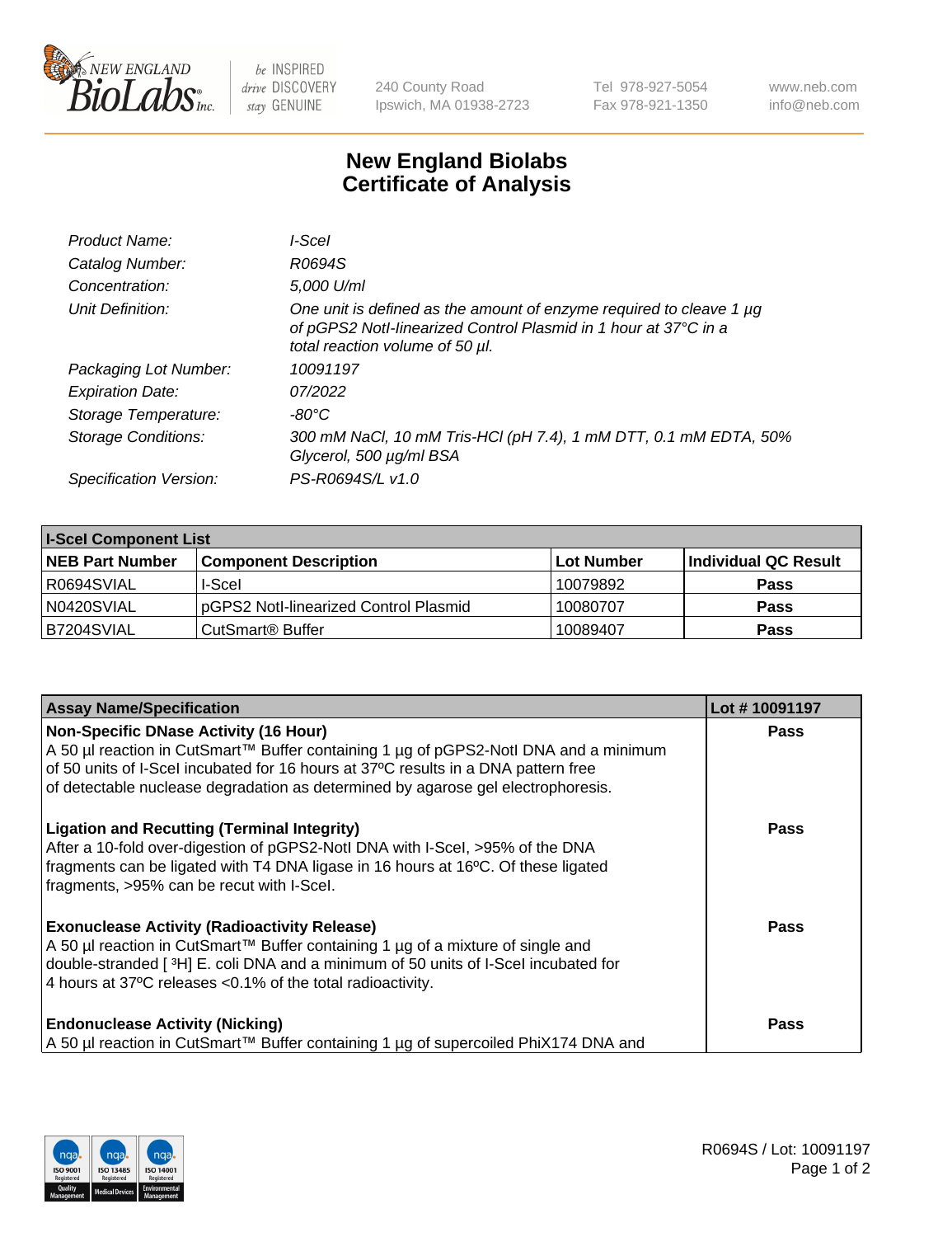New England Biolabs — be INSPIRED drive DISCOVERY stay GENUINE

240 County Road
Ipswich, MA 01938-2723

Tel 978-927-5054
Fax 978-921-1350

www.neb.com
info@neb.com

# New England Biolabs Certificate of Analysis

| | |
|---|---|
| *Product Name:* | *I-SceI* |
| *Catalog Number:* | *R0694S* |
| *Concentration:* | *5,000 U/ml* |
| *Unit Definition:* | *One unit is defined as the amount of enzyme required to cleave 1 µg of pGPS2 NotI-linearized Control Plasmid in 1 hour at 37°C in a total reaction volume of 50 µl.* |
| *Packaging Lot Number:* | *10091197* |
| *Expiration Date:* | *07/2022* |
| *Storage Temperature:* | *-80°C* |
| *Storage Conditions:* | *300 mM NaCl, 10 mM Tris-HCl (pH 7.4), 1 mM DTT, 0.1 mM EDTA, 50% Glycerol, 500 µg/ml BSA* |
| *Specification Version:* | *PS-R0694S/L v1.0* |

**I-SceI Component List**

| NEB Part Number | Component Description | Lot Number | Individual QC Result |
|---|---|---|---|
| R0694SVIAL | I-SceI | 10079892 | Pass |
| N0420SVIAL | pGPS2 NotI-linearized Control Plasmid | 10080707 | Pass |
| B7204SVIAL | CutSmart® Buffer | 10089407 | Pass |

| Assay Name/Specification | Lot # 10091197 |
|---|---|
| **Non-Specific DNase Activity (16 Hour)** A 50 µl reaction in CutSmart™ Buffer containing 1 µg of pGPS2-NotI DNA and a minimum of 50 units of I-SceI incubated for 16 hours at 37ºC results in a DNA pattern free of detectable nuclease degradation as determined by agarose gel electrophoresis. | Pass |
| **Ligation and Recutting (Terminal Integrity)** After a 10-fold over-digestion of pGPS2-NotI DNA with I-SceI, >95% of the DNA fragments can be ligated with T4 DNA ligase in 16 hours at 16ºC. Of these ligated fragments, >95% can be recut with I-SceI. | Pass |
| **Exonuclease Activity (Radioactivity Release)** A 50 µl reaction in CutSmart™ Buffer containing 1 µg of a mixture of single and double-stranded [ $^{3}$H] E. coli DNA and a minimum of 50 units of I-SceI incubated for 4 hours at 37ºC releases <0.1% of the total radioactivity. | Pass |
| **Endonuclease Activity (Nicking)** A 50 µl reaction in CutSmart™ Buffer containing 1 µg of supercoiled PhiX174 DNA and | Pass |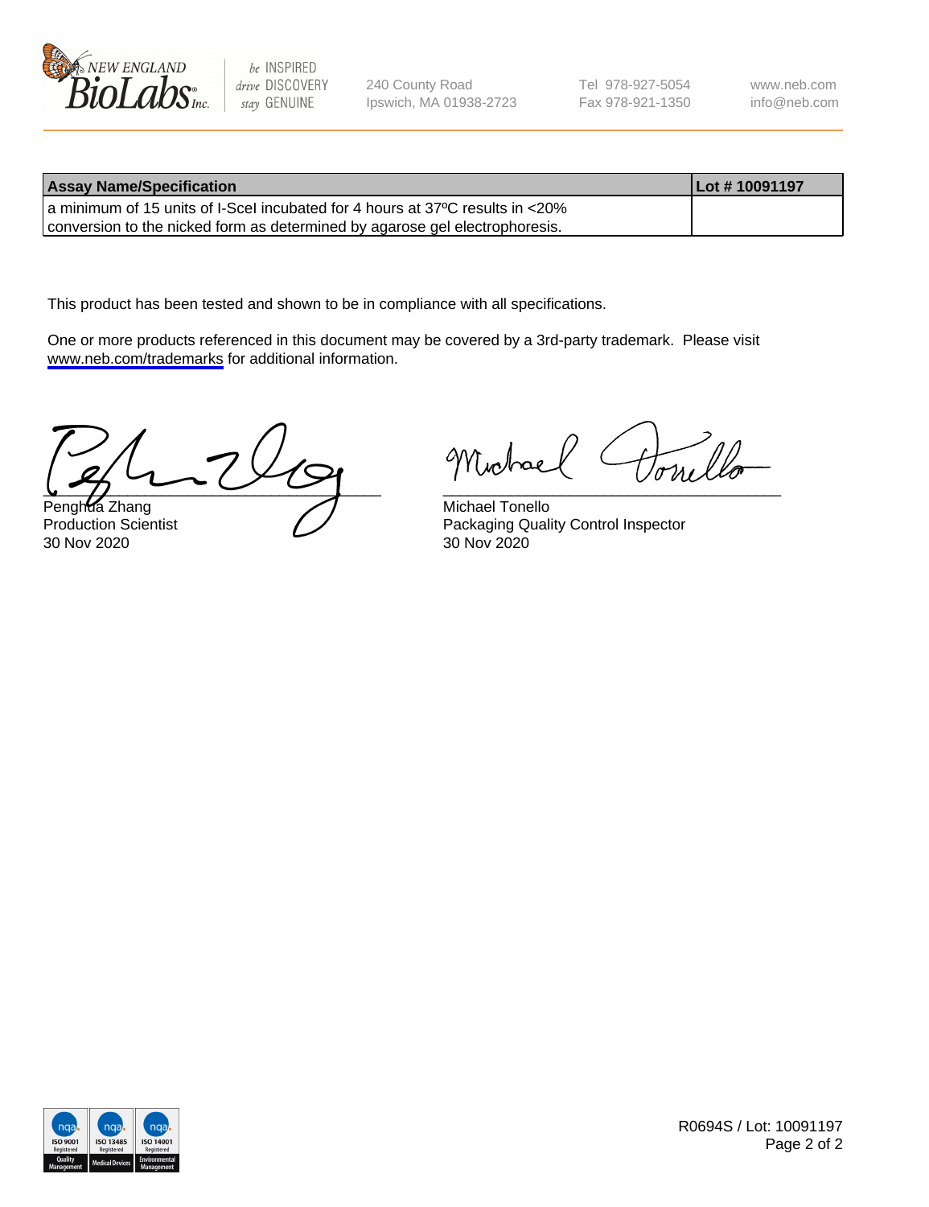| Assay Name/Specification | Lot # 10091197 |
| --- | --- |
| a minimum of 15 units of I-SceI incubated for 4 hours at 37ºC results in <20% conversion to the nicked form as determined by agarose gel electrophoresis. | |

This product has been tested and shown to be in compliance with all specifications.

One or more products referenced in this document may be covered by a 3rd-party trademark. Please visit www.neb.com/trademarks for additional information.

Penghua Zhang
Production Scientist
30 Nov 2020

Michael Tonello
Packaging Quality Control Inspector
30 Nov 2020

R0694S / Lot: 10091197